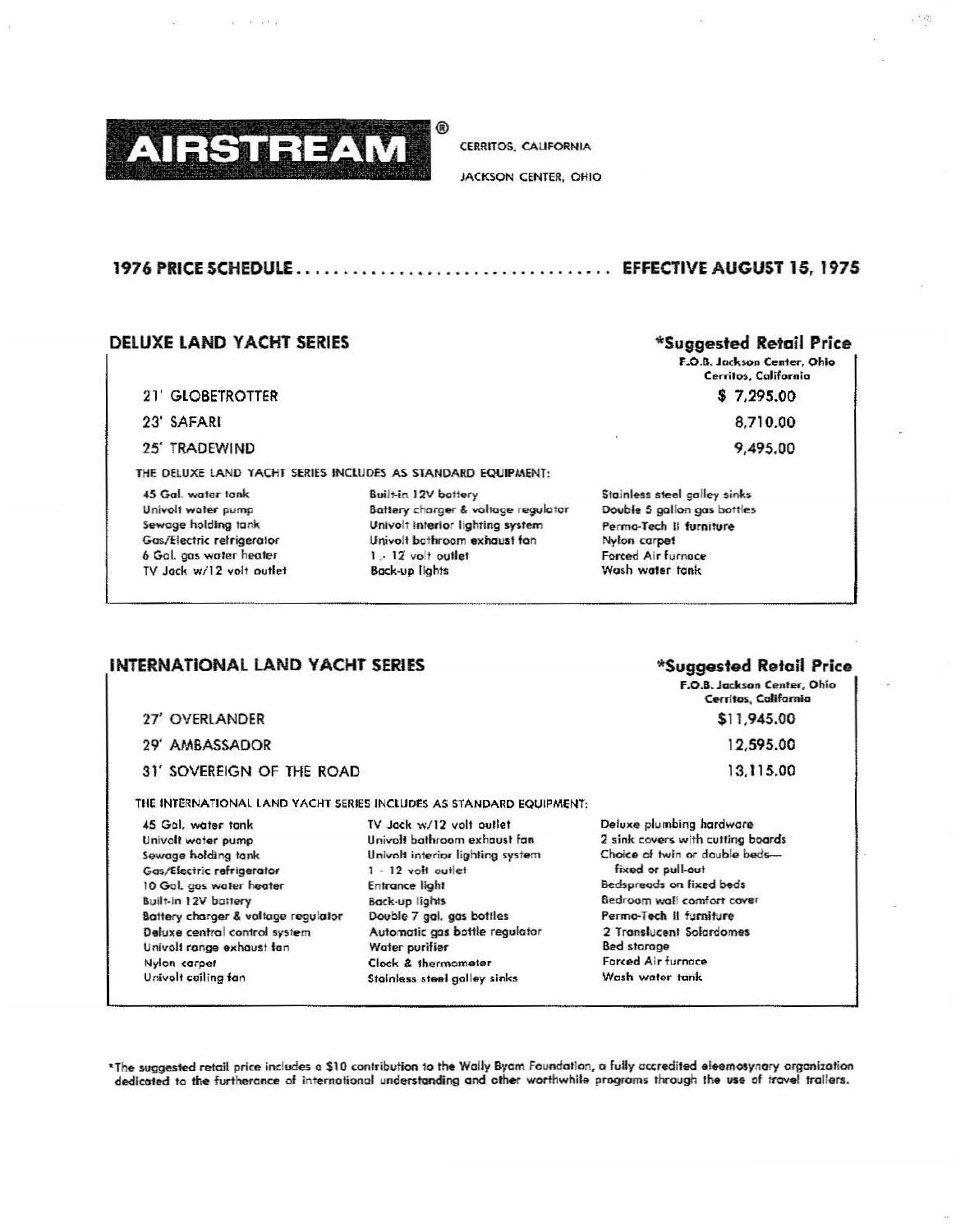# AIRSTREAM®

CERRITOS, CALIFORNIA

JACKSON CENTER, OHIO

## 1976 PRICE SCHEDULE . . . . . . . . . . . . . . . . . . . . . . . . . . . . . . . . . EFFECTIVE AUGUST 15, 1975

### DELUXE LAND YACHT SERIES

| | *Suggested Retail Price F.O.B. Jackson Center, Ohio Cerritos, California |
|---|---|
| 21' GLOBETROTTER | $ 7,295.00 |
| 23' SAFARI | 8,710.00 |
| 25' TRADEWIND | 9,495.00 |

THE DELUXE LAND YACHT SERIES INCLUDES AS STANDARD EQUIPMENT:

- 45 Gal. water tank
- Univolt water pump
- Sewage holding tank
- Gas/Electric refrigerator
- 6 Gal. gas water heater
- TV Jack w/12 volt outlet
- Built-in 12V battery
- Battery charger & voltage regulator
- Univolt interior lighting system
- Univolt bathroom exhaust fan
- 1 - 12 volt outlet
- Back-up lights
- Stainless steel galley sinks
- Double 5 gallon gas bottles
- Perma-Tech II furniture
- Nylon carpet
- Forced Air furnace
- Wash water tank

### INTERNATIONAL LAND YACHT SERIES

| | *Suggested Retail Price F.O.B. Jackson Center, Ohio Cerritos, California |
|---|---|
| 27' OVERLANDER | $11,945.00 |
| 29' AMBASSADOR | 12,595.00 |
| 31' SOVEREIGN OF THE ROAD | 13,115.00 |

THE INTERNATIONAL LAND YACHT SERIES INCLUDES AS STANDARD EQUIPMENT:

- 45 Gal. water tank
- Univolt water pump
- Sewage holding tank
- Gas/Electric refrigerator
- 10 Gal. gas water heater
- Built-in 12V battery
- Battery charger & voltage regulator
- Deluxe central control system
- Univolt range exhaust fan
- Nylon carpet
- Univolt ceiling fan
- TV Jack w/12 volt outlet
- Univolt bathroom exhaust fan
- Univolt interior lighting system
- 1 - 12 volt outlet
- Entrance light
- Back-up lights
- Double 7 gal. gas bottles
- Automatic gas bottle regulator
- Water purifier
- Clock & thermometer
- Stainless steel galley sinks
- Deluxe plumbing hardware
- 2 sink covers with cutting boards
- Choice of twin or double beds—fixed or pull-out
- Bedspreads on fixed beds
- Bedroom wall comfort cover
- Perma-Tech II furniture
- 2 Translucent Solardomes
- Bed storage
- Forced Air furnace
- Wash water tank

*The suggested retail price includes a $10 contribution to the Wally Byam Foundation, a fully accredited eleemosynary organization dedicated to the furtherance of international understanding and other worthwhile programs through the use of travel trailers.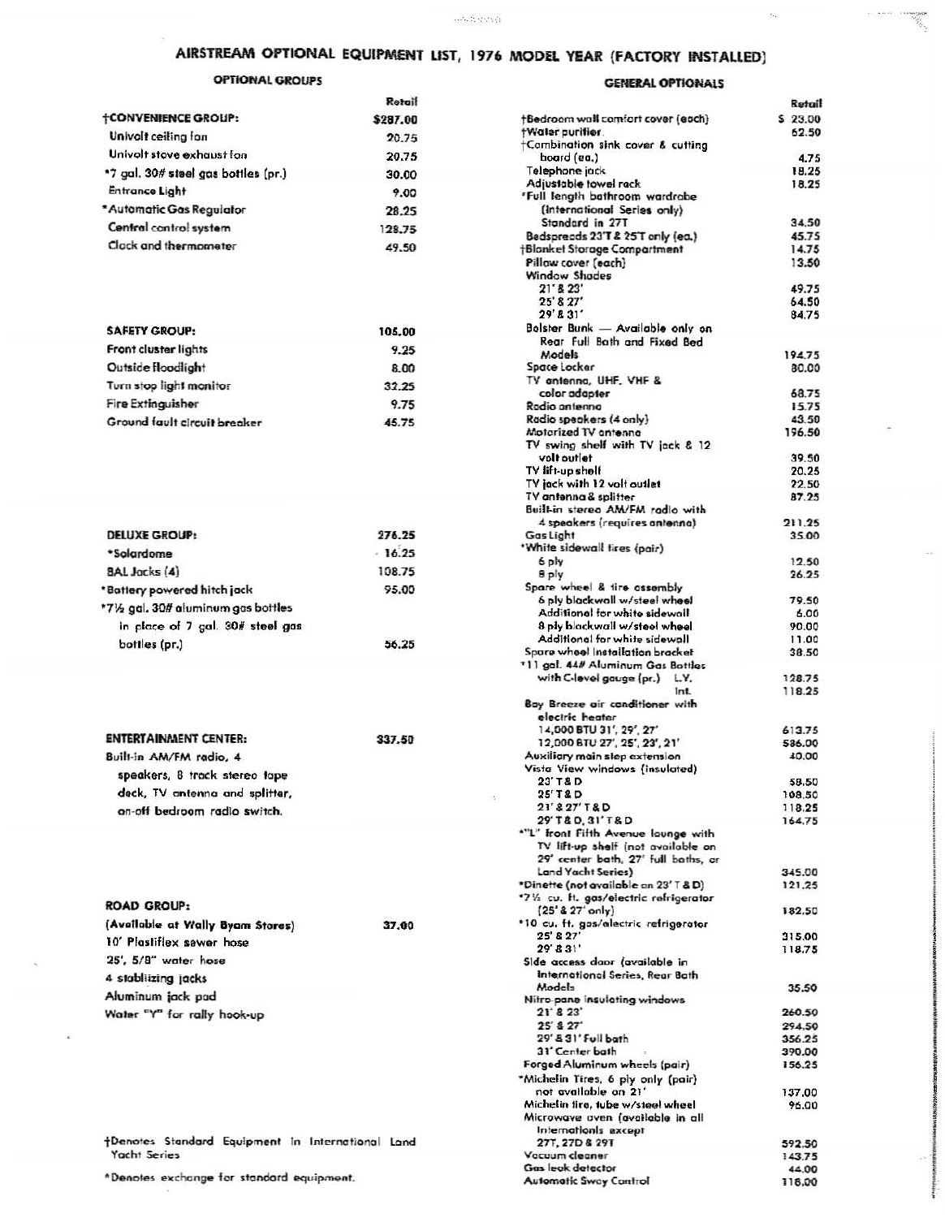# AIRSTREAM OPTIONAL EQUIPMENT LIST, 1976 MODEL YEAR (FACTORY INSTALLED)

## OPTIONAL GROUPS

| | Retail |
|---|---|
| **†CONVENIENCE GROUP:** | **$287.00** |
| Univolt ceiling fan | 20.75 |
| Univolt stove exhaust fan | 20.75 |
| *7 gal. 30# steel gas bottles (pr.) | 30.00 |
| Entrance Light | 9.00 |
| *Automatic Gas Regulator | 28.25 |
| Central control system | 128.75 |
| Clock and thermometer | 49.50 |
| **SAFETY GROUP:** | **105.00** |
| Front cluster lights | 9.25 |
| Outside floodlight | 8.00 |
| Turn stop light monitor | 32.25 |
| Fire Extinguisher | 9.75 |
| Ground fault circuit breaker | 45.75 |
| **DELUXE GROUP:** | **276.25** |
| *Solardome | 16.25 |
| BAL Jacks (4) | 108.75 |
| *Battery powered hitch jack | 95.00 |
| *7½ gal. 30# aluminum gas bottles in place of 7 gal. 30# steel gas bottles (pr.) | 56.25 |
| **ENTERTAINMENT CENTER:** | **337.50** |
| Built-in AM/FM radio, 4 speakers, 8 track stereo tape deck, TV antenna and splitter, on-off bedroom radio switch. | |
| **ROAD GROUP:** | |
| (Available at Wally Byam Stores) | 37.00 |
| 10' Plastiflex sewer hose | |
| 25', 5/8" water hose | |
| 4 stabilizing jacks | |
| Aluminum jack pad | |
| Water "Y" for rally hook-up | |

†Denotes Standard Equipment in International Land Yacht Series

*Denotes exchange for standard equipment.

## GENERAL OPTIONALS

| | Retail |
|---|---|
| †Bedroom wall comfort cover (each) | $ 23.00 |
| †Water purifier | 62.50 |
| †Combination sink cover & cutting board (ea.) | 4.75 |
| Telephone jack | 18.25 |
| Adjustable towel rack | 18.25 |
| *Full length bathroom wardrobe (International Series only) Standard in 27T | 34.50 |
| Bedspreads 23'T & 25'T only (ea.) | 45.75 |
| †Blanket Storage Compartment | 14.75 |
| Pillow cover (each) | 13.50 |
| Window Shades | |
| 21' & 23' | 49.75 |
| 25' & 27' | 64.50 |
| 29' & 31' | 84.75 |
| Bolster Bunk — Available only on Rear Full Bath and Fixed Bed Models | 194.75 |
| Space Locker | 80.00 |
| TV antenna, UHF, VHF & color adapter | 68.75 |
| Radio antenna | 15.75 |
| Radio speakers (4 only) | 43.50 |
| Motorized TV antenna | 196.50 |
| TV swing shelf with TV jack & 12 volt outlet | 39.50 |
| TV lift-up shelf | 20.25 |
| TV jack with 12 volt outlet | 22.50 |
| TV antenna & splitter | 87.25 |
| Built-in stereo AM/FM radio with 4 speakers (requires antenna) | 211.25 |
| Gas Light | 35.00 |
| *White sidewall tires (pair) | |
| 6 ply | 12.50 |
| 8 ply | 26.25 |
| Spare wheel & tire assembly | |
| 6 ply blackwall w/steel wheel | 79.50 |
| Additional for white sidewall | 6.00 |
| 8 ply blackwall w/steel wheel | 90.00 |
| Additional for white sidewall | 11.00 |
| Spare wheel installation bracket | 38.50 |
| *11 gal. 44# Aluminum Gas Bottles with C-level gauge (pr.) L.Y. | 128.75 |
| Int. | 118.25 |
| Bay Breeze air conditioner with electric heater | |
| 14,000 BTU 31', 29', 27' | 613.75 |
| 12,000 BTU 27', 25', 23', 21' | 586.00 |
| Auxiliary main step extension | 40.00 |
| Vista View windows (insulated) | |
| 23' T & D | 58.50 |
| 25' T & D | 108.50 |
| 21' & 27' T & D | 118.25 |
| 29' T & D, 31' T & D | 164.75 |
| *"L" front Fifth Avenue lounge with TV lift-up shelf (not available on 29' center bath, 27' full baths, or Land Yacht Series) | 345.00 |
| *Dinette (not available on 23' T & D) | 121.25 |
| *7½ cu. ft. gas/electric refrigerator (25' & 27' only) | 182.50 |
| *10 cu. ft. gas/electric refrigerator | |
| 25' & 27' | 315.00 |
| 29' & 31' | 118.75 |
| Side access door (available in International Series, Rear Bath Models | 35.50 |
| Nitro-pane insulating windows | |
| 21' & 23' | 260.50 |
| 25' & 27' | 294.50 |
| 29' & 31' Full bath | 356.25 |
| 31' Center bath | 390.00 |
| Forged Aluminum wheels (pair) | 156.25 |
| *Michelin Tires, 6 ply only (pair) not available on 21' | 137.00 |
| Michelin tire, tube w/steel wheel | 96.00 |
| Microwave oven (available in all Internationls except 27T, 27D & 29T | 592.50 |
| Vacuum cleaner | 143.75 |
| Gas leak detector | 44.00 |
| Automatic Sway Control | 118.00 |